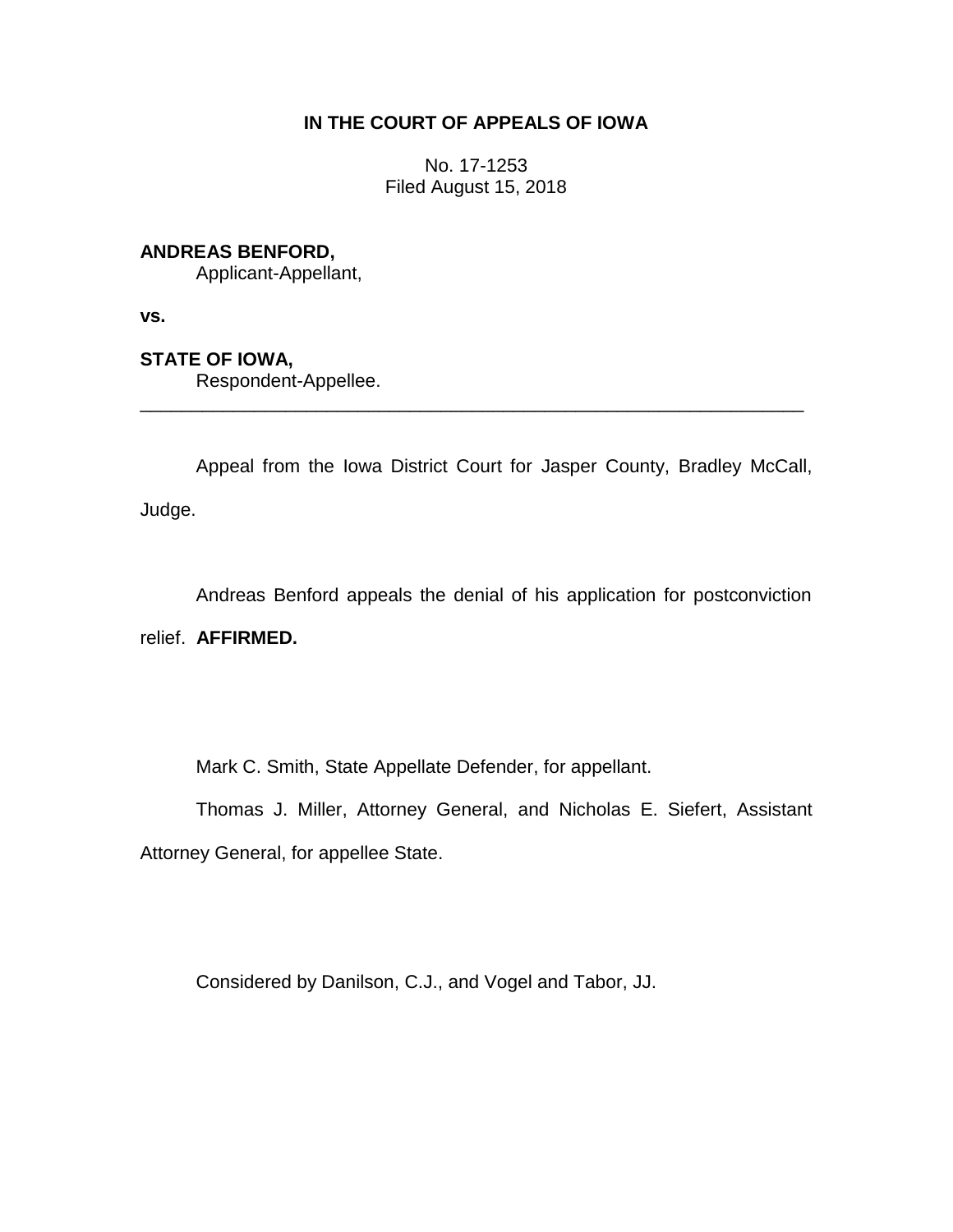**IN THE COURT OF APPEALS OF IOWA**

No. 17-1253
Filed August 15, 2018

**ANDREAS BENFORD,**
Applicant-Appellant,

**vs.**

**STATE OF IOWA,**
Respondent-Appellee.

---

Appeal from the Iowa District Court for Jasper County, Bradley McCall, Judge.

Andreas Benford appeals the denial of his application for postconviction relief. **AFFIRMED.**

Mark C. Smith, State Appellate Defender, for appellant.

Thomas J. Miller, Attorney General, and Nicholas E. Siefert, Assistant Attorney General, for appellee State.

Considered by Danilson, C.J., and Vogel and Tabor, JJ.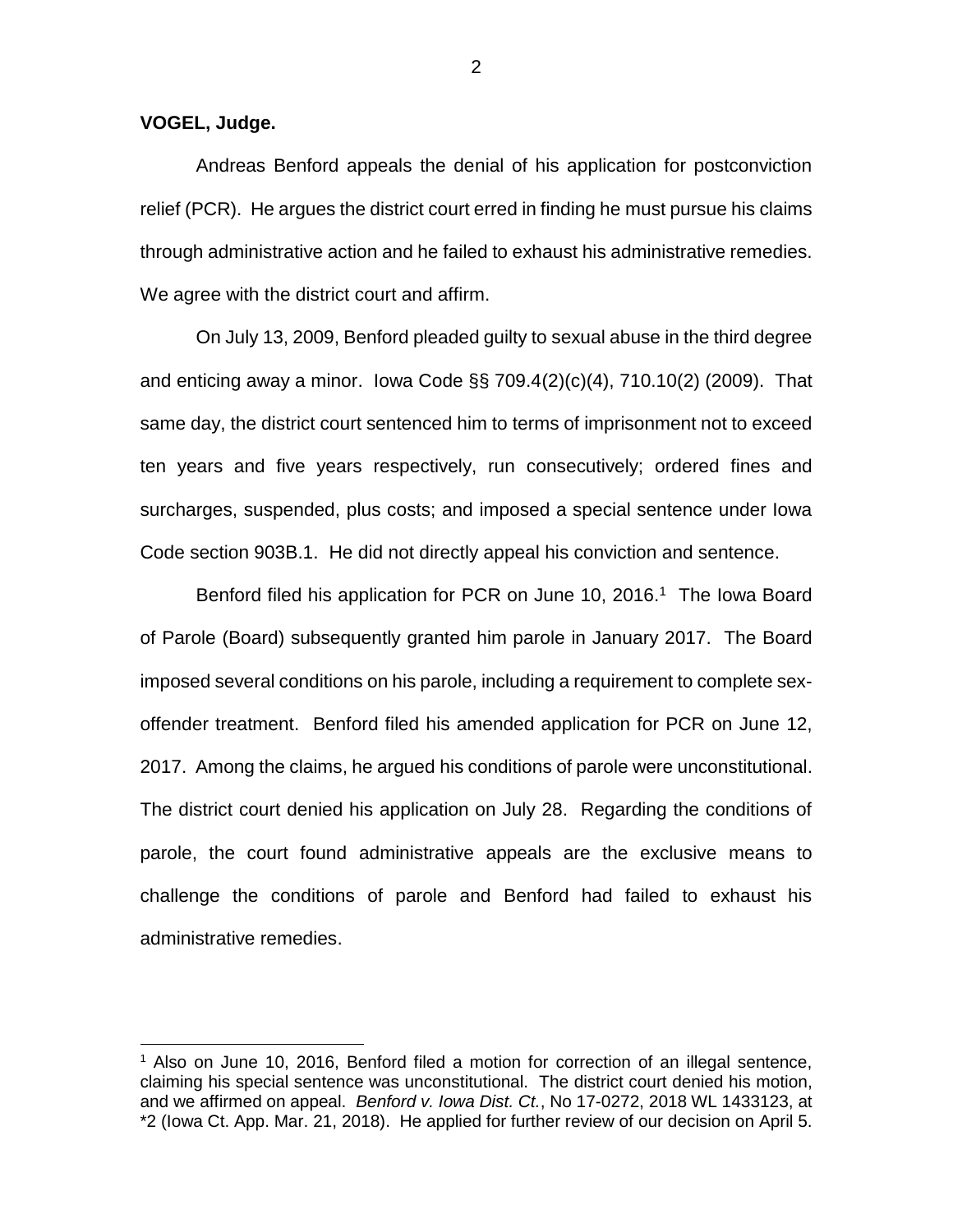**VOGEL, Judge.**

Andreas Benford appeals the denial of his application for postconviction relief (PCR). He argues the district court erred in finding he must pursue his claims through administrative action and he failed to exhaust his administrative remedies. We agree with the district court and affirm.

On July 13, 2009, Benford pleaded guilty to sexual abuse in the third degree and enticing away a minor. Iowa Code §§ 709.4(2)(c)(4), 710.10(2) (2009). That same day, the district court sentenced him to terms of imprisonment not to exceed ten years and five years respectively, run consecutively; ordered fines and surcharges, suspended, plus costs; and imposed a special sentence under Iowa Code section 903B.1. He did not directly appeal his conviction and sentence.

Benford filed his application for PCR on June 10, 2016.[1] The Iowa Board of Parole (Board) subsequently granted him parole in January 2017. The Board imposed several conditions on his parole, including a requirement to complete sex-offender treatment. Benford filed his amended application for PCR on June 12, 2017. Among the claims, he argued his conditions of parole were unconstitutional. The district court denied his application on July 28. Regarding the conditions of parole, the court found administrative appeals are the exclusive means to challenge the conditions of parole and Benford had failed to exhaust his administrative remedies.

---

[1] Also on June 10, 2016, Benford filed a motion for correction of an illegal sentence, claiming his special sentence was unconstitutional. The district court denied his motion, and we affirmed on appeal. *Benford v. Iowa Dist. Ct.*, No 17-0272, 2018 WL 1433123, at *2 (Iowa Ct. App. Mar. 21, 2018). He applied for further review of our decision on April 5.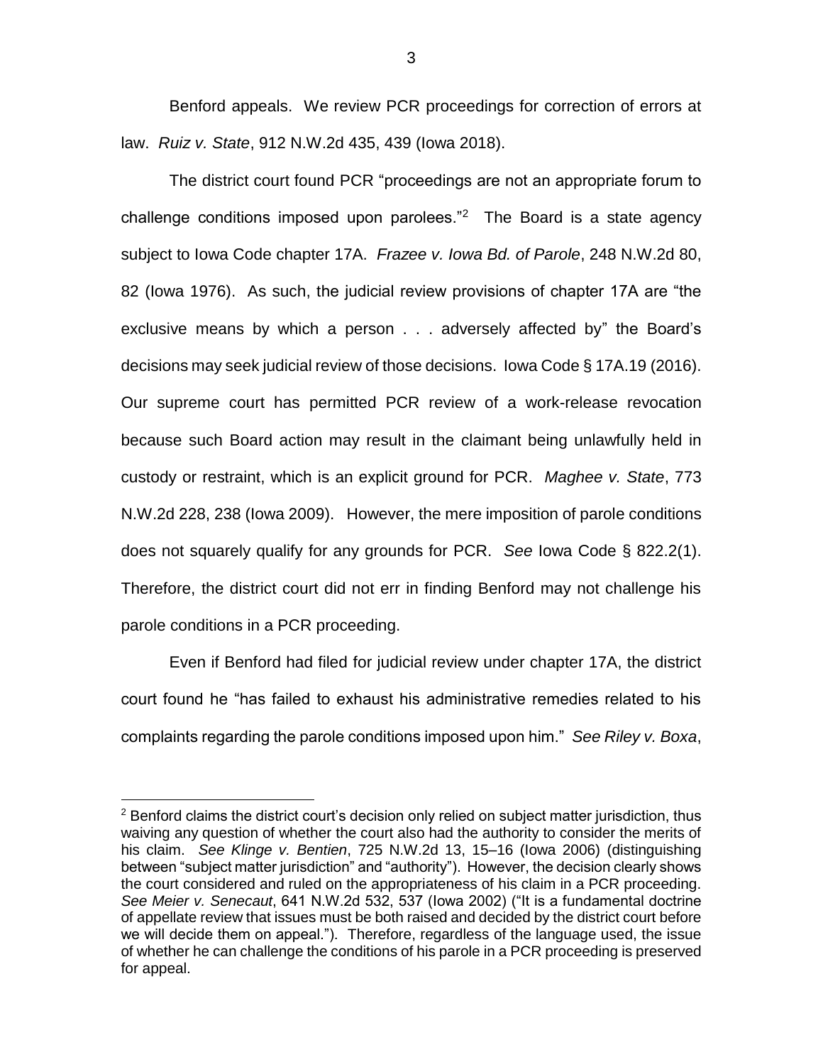Benford appeals. We review PCR proceedings for correction of errors at law. *Ruiz v. State*, 912 N.W.2d 435, 439 (Iowa 2018).

The district court found PCR "proceedings are not an appropriate forum to challenge conditions imposed upon parolees."[2] The Board is a state agency subject to Iowa Code chapter 17A. *Frazee v. Iowa Bd. of Parole*, 248 N.W.2d 80, 82 (Iowa 1976). As such, the judicial review provisions of chapter 17A are "the exclusive means by which a person . . . adversely affected by" the Board's decisions may seek judicial review of those decisions. Iowa Code § 17A.19 (2016). Our supreme court has permitted PCR review of a work-release revocation because such Board action may result in the claimant being unlawfully held in custody or restraint, which is an explicit ground for PCR. *Maghee v. State*, 773 N.W.2d 228, 238 (Iowa 2009). However, the mere imposition of parole conditions does not squarely qualify for any grounds for PCR. *See* Iowa Code § 822.2(1). Therefore, the district court did not err in finding Benford may not challenge his parole conditions in a PCR proceeding.

Even if Benford had filed for judicial review under chapter 17A, the district court found he "has failed to exhaust his administrative remedies related to his complaints regarding the parole conditions imposed upon him." *See Riley v. Boxa*,

---

[2] Benford claims the district court's decision only relied on subject matter jurisdiction, thus waiving any question of whether the court also had the authority to consider the merits of his claim. *See Klinge v. Bentien*, 725 N.W.2d 13, 15–16 (Iowa 2006) (distinguishing between "subject matter jurisdiction" and "authority"). However, the decision clearly shows the court considered and ruled on the appropriateness of his claim in a PCR proceeding. *See Meier v. Senecaut*, 641 N.W.2d 532, 537 (Iowa 2002) ("It is a fundamental doctrine of appellate review that issues must be both raised and decided by the district court before we will decide them on appeal."). Therefore, regardless of the language used, the issue of whether he can challenge the conditions of his parole in a PCR proceeding is preserved for appeal.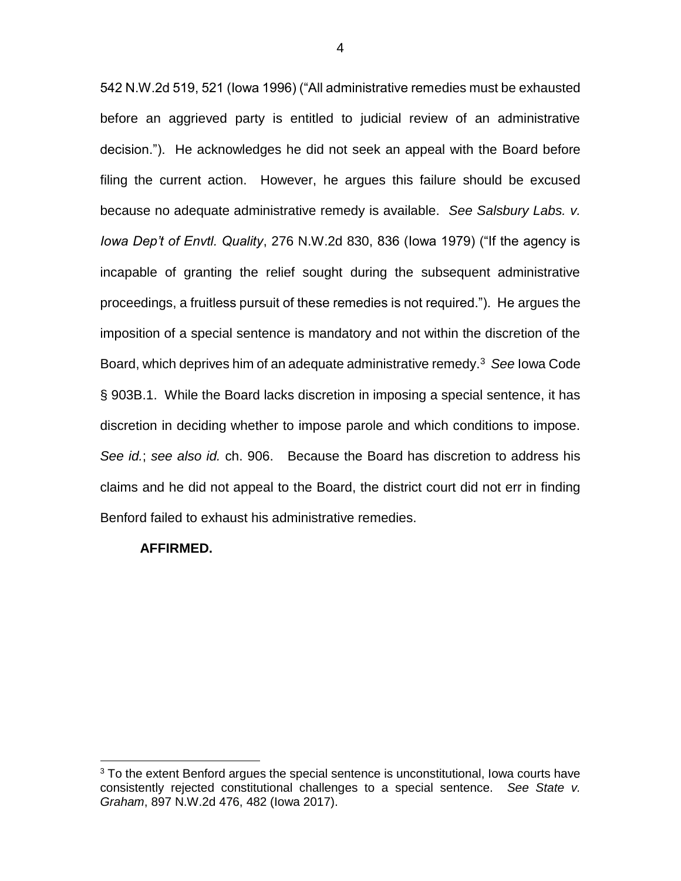542 N.W.2d 519, 521 (Iowa 1996) ("All administrative remedies must be exhausted before an aggrieved party is entitled to judicial review of an administrative decision."). He acknowledges he did not seek an appeal with the Board before filing the current action. However, he argues this failure should be excused because no adequate administrative remedy is available. *See Salsbury Labs. v. Iowa Dep't of Envtl. Quality*, 276 N.W.2d 830, 836 (Iowa 1979) ("If the agency is incapable of granting the relief sought during the subsequent administrative proceedings, a fruitless pursuit of these remedies is not required."). He argues the imposition of a special sentence is mandatory and not within the discretion of the Board, which deprives him of an adequate administrative remedy.[3] *See* Iowa Code § 903B.1. While the Board lacks discretion in imposing a special sentence, it has discretion in deciding whether to impose parole and which conditions to impose. *See id.*; *see also id.* ch. 906. Because the Board has discretion to address his claims and he did not appeal to the Board, the district court did not err in finding Benford failed to exhaust his administrative remedies.

**AFFIRMED.**

---

[3] To the extent Benford argues the special sentence is unconstitutional, Iowa courts have consistently rejected constitutional challenges to a special sentence. *See State v. Graham*, 897 N.W.2d 476, 482 (Iowa 2017).